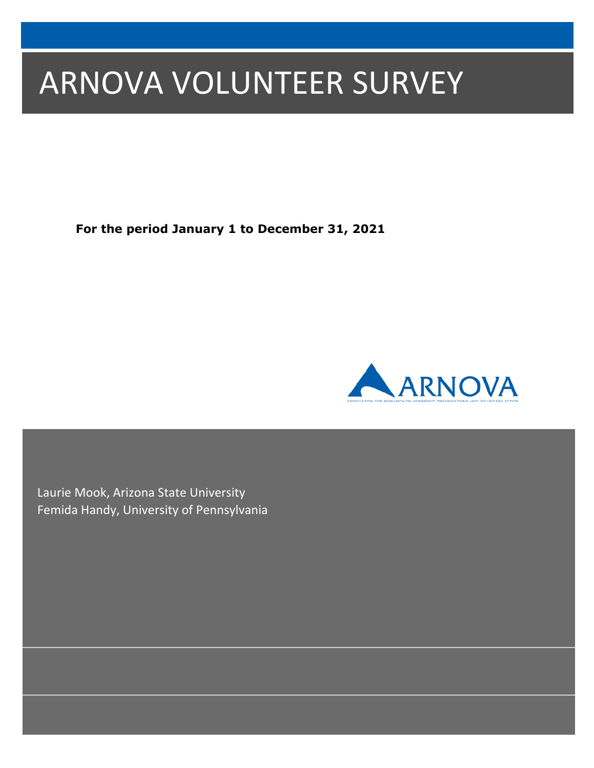# ARNOVA VOLUNTEER SURVEY

**For the period January 1 to December 31, 2021**

ARNOVA

ASSOCIATION FOR RESEARCH ON NONPROFIT ORGANIZATIONS AND VOLUNTARY ACTION

Laurie Mook, Arizona State University
Femida Handy, University of Pennsylvania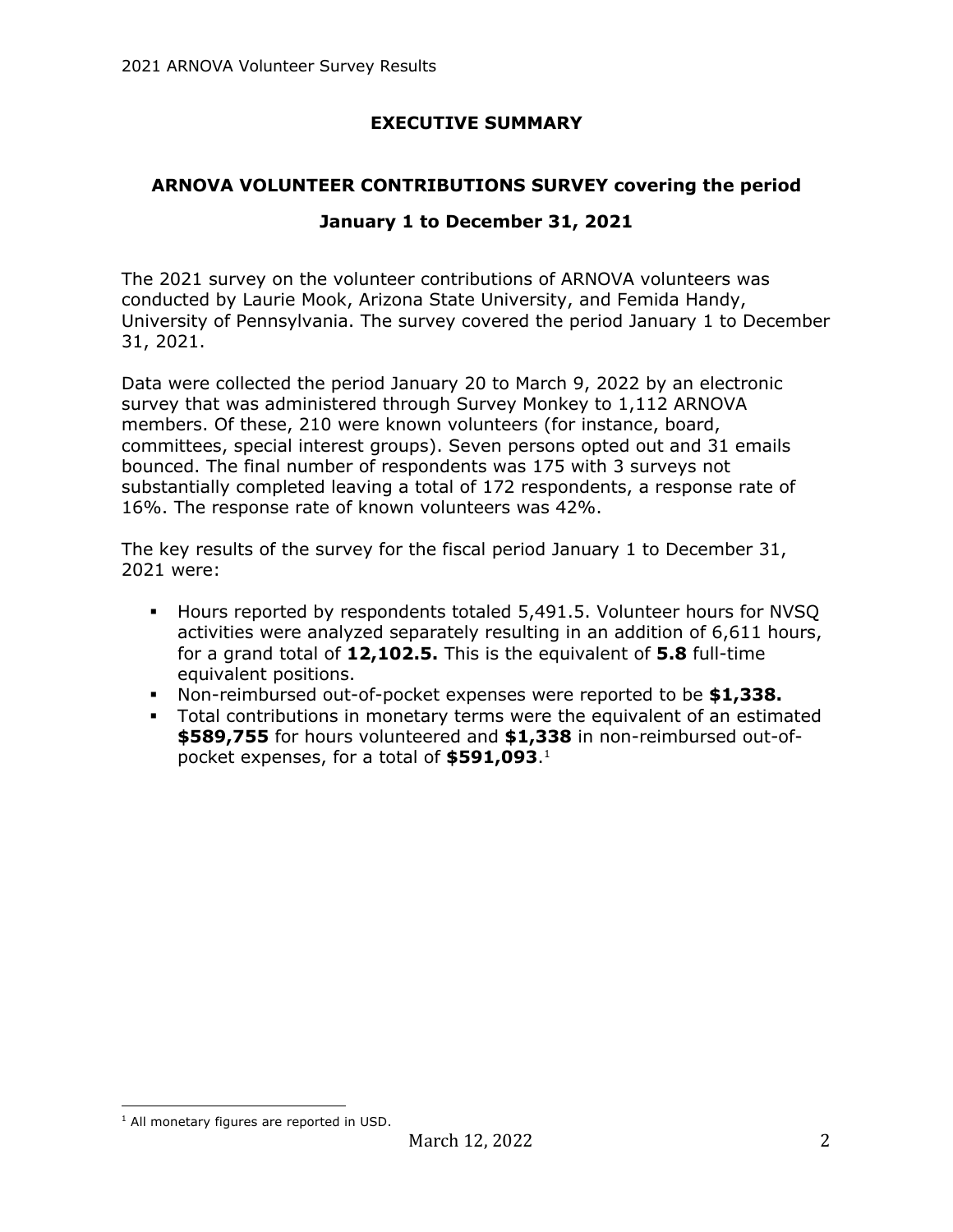# EXECUTIVE SUMMARY

## ARNOVA VOLUNTEER CONTRIBUTIONS SURVEY covering the period January 1 to December 31, 2021

The 2021 survey on the volunteer contributions of ARNOVA volunteers was conducted by Laurie Mook, Arizona State University, and Femida Handy, University of Pennsylvania. The survey covered the period January 1 to December 31, 2021.

Data were collected the period January 20 to March 9, 2022 by an electronic survey that was administered through Survey Monkey to 1,112 ARNOVA members. Of these, 210 were known volunteers (for instance, board, committees, special interest groups). Seven persons opted out and 31 emails bounced. The final number of respondents was 175 with 3 surveys not substantially completed leaving a total of 172 respondents, a response rate of 16%. The response rate of known volunteers was 42%.

The key results of the survey for the fiscal period January 1 to December 31, 2021 were:

- Hours reported by respondents totaled 5,491.5. Volunteer hours for NVSQ activities were analyzed separately resulting in an addition of 6,611 hours, for a grand total of **12,102.5.** This is the equivalent of **5.8** full-time equivalent positions.
- Non-reimbursed out-of-pocket expenses were reported to be **$1,338.**
- Total contributions in monetary terms were the equivalent of an estimated **$589,755** for hours volunteered and **$1,338** in non-reimbursed out-of-pocket expenses, for a total of **$591,093**.[1]

[1] All monetary figures are reported in USD.

March 12, 2022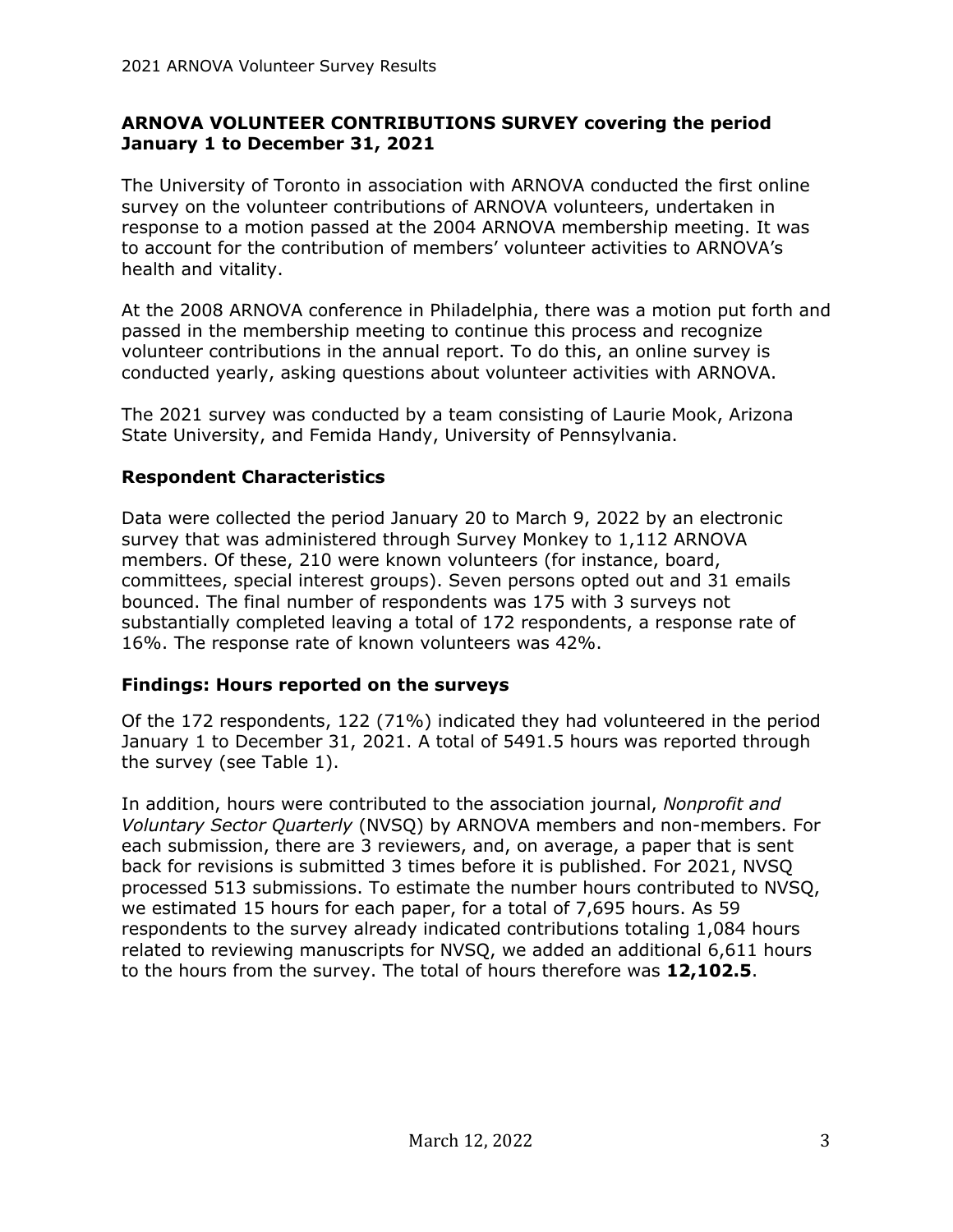## ARNOVA VOLUNTEER CONTRIBUTIONS SURVEY covering the period January 1 to December 31, 2021

The University of Toronto in association with ARNOVA conducted the first online survey on the volunteer contributions of ARNOVA volunteers, undertaken in response to a motion passed at the 2004 ARNOVA membership meeting. It was to account for the contribution of members' volunteer activities to ARNOVA's health and vitality.

At the 2008 ARNOVA conference in Philadelphia, there was a motion put forth and passed in the membership meeting to continue this process and recognize volunteer contributions in the annual report. To do this, an online survey is conducted yearly, asking questions about volunteer activities with ARNOVA.

The 2021 survey was conducted by a team consisting of Laurie Mook, Arizona State University, and Femida Handy, University of Pennsylvania.

### Respondent Characteristics

Data were collected the period January 20 to March 9, 2022 by an electronic survey that was administered through Survey Monkey to 1,112 ARNOVA members. Of these, 210 were known volunteers (for instance, board, committees, special interest groups). Seven persons opted out and 31 emails bounced. The final number of respondents was 175 with 3 surveys not substantially completed leaving a total of 172 respondents, a response rate of 16%. The response rate of known volunteers was 42%.

### Findings: Hours reported on the surveys

Of the 172 respondents, 122 (71%) indicated they had volunteered in the period January 1 to December 31, 2021. A total of 5491.5 hours was reported through the survey (see Table 1).

In addition, hours were contributed to the association journal, *Nonprofit and Voluntary Sector Quarterly* (NVSQ) by ARNOVA members and non-members. For each submission, there are 3 reviewers, and, on average, a paper that is sent back for revisions is submitted 3 times before it is published. For 2021, NVSQ processed 513 submissions. To estimate the number hours contributed to NVSQ, we estimated 15 hours for each paper, for a total of 7,695 hours. As 59 respondents to the survey already indicated contributions totaling 1,084 hours related to reviewing manuscripts for NVSQ, we added an additional 6,611 hours to the hours from the survey. The total of hours therefore was **12,102.5**.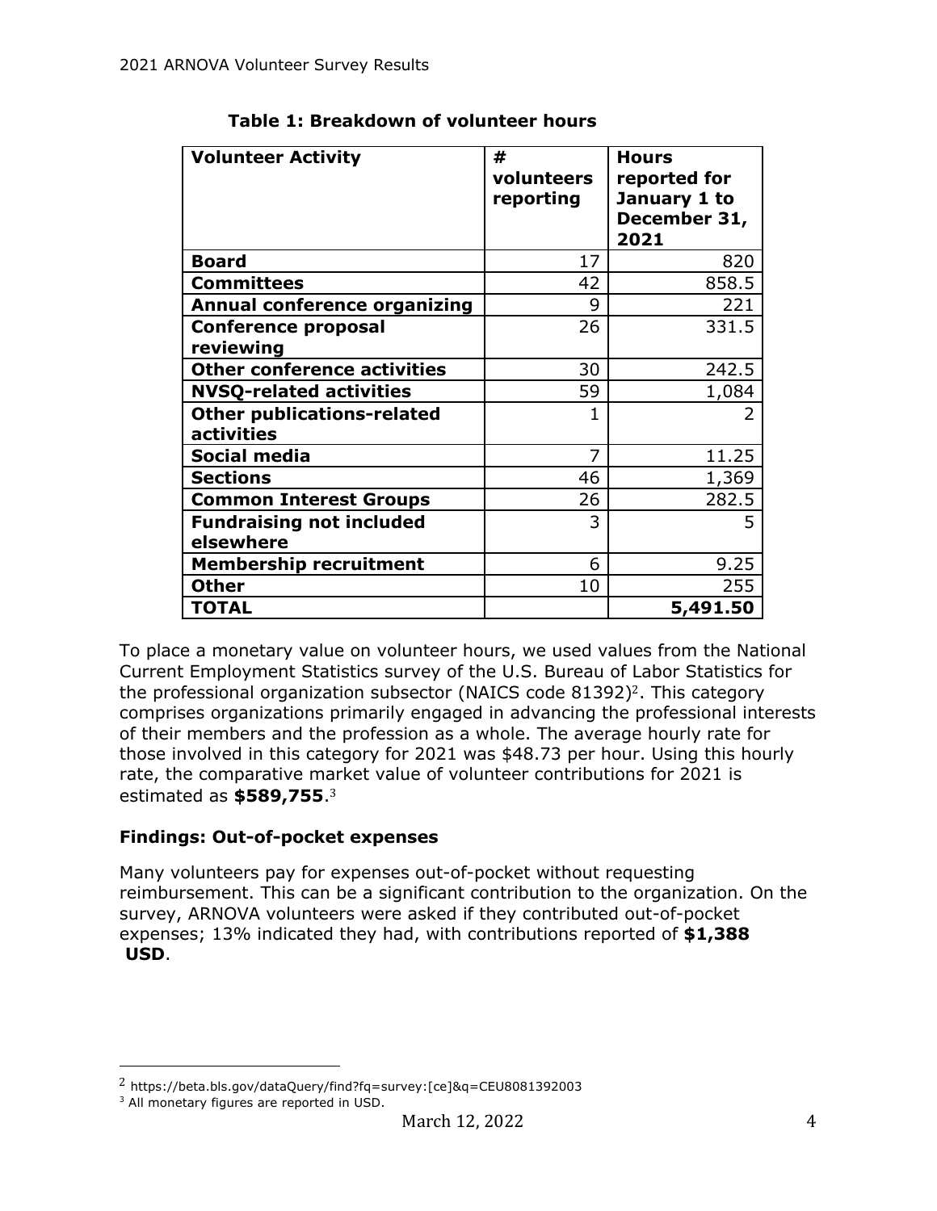**Table 1: Breakdown of volunteer hours**

| Volunteer Activity | # volunteers reporting | Hours reported for January 1 to December 31, 2021 |
|---|---|---|
| **Board** | 17 | 820 |
| **Committees** | 42 | 858.5 |
| **Annual conference organizing** | 9 | 221 |
| **Conference proposal reviewing** | 26 | 331.5 |
| **Other conference activities** | 30 | 242.5 |
| **NVSQ-related activities** | 59 | 1,084 |
| **Other publications-related activities** | 1 | 2 |
| **Social media** | 7 | 11.25 |
| **Sections** | 46 | 1,369 |
| **Common Interest Groups** | 26 | 282.5 |
| **Fundraising not included elsewhere** | 3 | 5 |
| **Membership recruitment** | 6 | 9.25 |
| **Other** | 10 | 255 |
| **TOTAL** | | **5,491.50** |

To place a monetary value on volunteer hours, we used values from the National Current Employment Statistics survey of the U.S. Bureau of Labor Statistics for the professional organization subsector (NAICS code 81392)[2]. This category comprises organizations primarily engaged in advancing the professional interests of their members and the profession as a whole. The average hourly rate for those involved in this category for 2021 was $48.73 per hour. Using this hourly rate, the comparative market value of volunteer contributions for 2021 is estimated as **$589,755**.[3]

## Findings: Out-of-pocket expenses

Many volunteers pay for expenses out-of-pocket without requesting reimbursement. This can be a significant contribution to the organization. On the survey, ARNOVA volunteers were asked if they contributed out-of-pocket expenses; 13% indicated they had, with contributions reported of **$1,388 USD**.

---

[2] https://beta.bls.gov/dataQuery/find?fq=survey:[ce]&q=CEU8081392003

[3] All monetary figures are reported in USD.